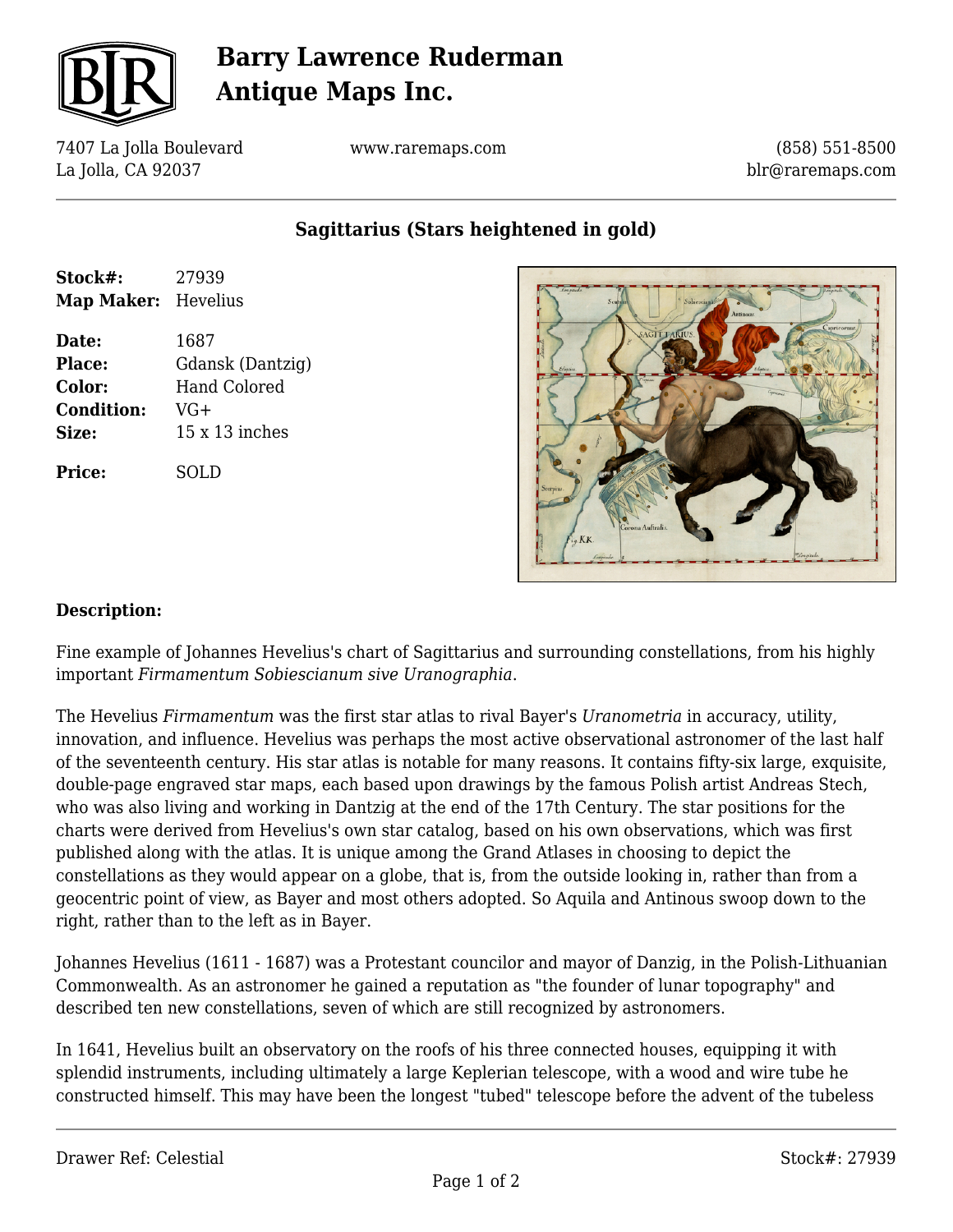# Barry Lawrence Ruderman Antique Maps Inc.

7407 La Jolla Boulevard
La Jolla, CA 92037

www.raremaps.com

(858) 551-8500
blr@raremaps.com

## Sagittarius (Stars heightened in gold)

| | |
|---|---|
| **Stock#:** | 27939 |
| **Map Maker:** | Hevelius |
| **Date:** | 1687 |
| **Place:** | Gdansk (Dantzig) |
| **Color:** | Hand Colored |
| **Condition:** | VG+ |
| **Size:** | 15 x 13 inches |
| **Price:** | SOLD |

### Description:

Fine example of Johannes Hevelius's chart of Sagittarius and surrounding constellations, from his highly important *Firmamentum Sobiescianum sive Uranographia*.

The Hevelius *Firmamentum* was the first star atlas to rival Bayer's *Uranometria* in accuracy, utility, innovation, and influence. Hevelius was perhaps the most active observational astronomer of the last half of the seventeenth century. His star atlas is notable for many reasons. It contains fifty-six large, exquisite, double-page engraved star maps, each based upon drawings by the famous Polish artist Andreas Stech, who was also living and working in Dantzig at the end of the 17th Century. The star positions for the charts were derived from Hevelius's own star catalog, based on his own observations, which was first published along with the atlas. It is unique among the Grand Atlases in choosing to depict the constellations as they would appear on a globe, that is, from the outside looking in, rather than from a geocentric point of view, as Bayer and most others adopted. So Aquila and Antinous swoop down to the right, rather than to the left as in Bayer.

Johannes Hevelius (1611 - 1687) was a Protestant councilor and mayor of Danzig, in the Polish-Lithuanian Commonwealth. As an astronomer he gained a reputation as "the founder of lunar topography" and described ten new constellations, seven of which are still recognized by astronomers.

In 1641, Hevelius built an observatory on the roofs of his three connected houses, equipping it with splendid instruments, including ultimately a large Keplerian telescope, with a wood and wire tube he constructed himself. This may have been the longest "tubed" telescope before the advent of the tubeless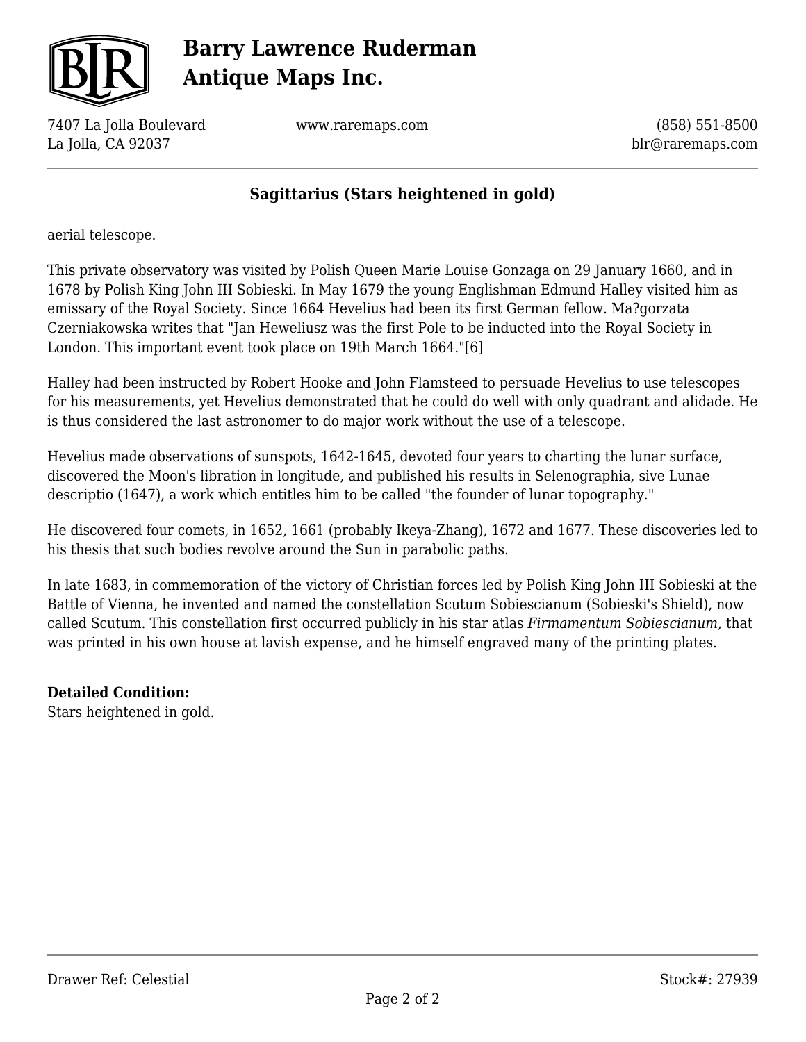aerial telescope.

This private observatory was visited by Polish Queen Marie Louise Gonzaga on 29 January 1660, and in 1678 by Polish King John III Sobieski. In May 1679 the young Englishman Edmund Halley visited him as emissary of the Royal Society. Since 1664 Hevelius had been its first German fellow. Ma?gorzata Czerniakowska writes that "Jan Heweliusz was the first Pole to be inducted into the Royal Society in London. This important event took place on 19th March 1664."[6]

Halley had been instructed by Robert Hooke and John Flamsteed to persuade Hevelius to use telescopes for his measurements, yet Hevelius demonstrated that he could do well with only quadrant and alidade. He is thus considered the last astronomer to do major work without the use of a telescope.

Hevelius made observations of sunspots, 1642-1645, devoted four years to charting the lunar surface, discovered the Moon's libration in longitude, and published his results in Selenographia, sive Lunae descriptio (1647), a work which entitles him to be called "the founder of lunar topography."

He discovered four comets, in 1652, 1661 (probably Ikeya-Zhang), 1672 and 1677. These discoveries led to his thesis that such bodies revolve around the Sun in parabolic paths.

In late 1683, in commemoration of the victory of Christian forces led by Polish King John III Sobieski at the Battle of Vienna, he invented and named the constellation Scutum Sobiescianum (Sobieski's Shield), now called Scutum. This constellation first occurred publicly in his star atlas *Firmamentum Sobiescianum*, that was printed in his own house at lavish expense, and he himself engraved many of the printing plates.

**Detailed Condition:**
Stars heightened in gold.